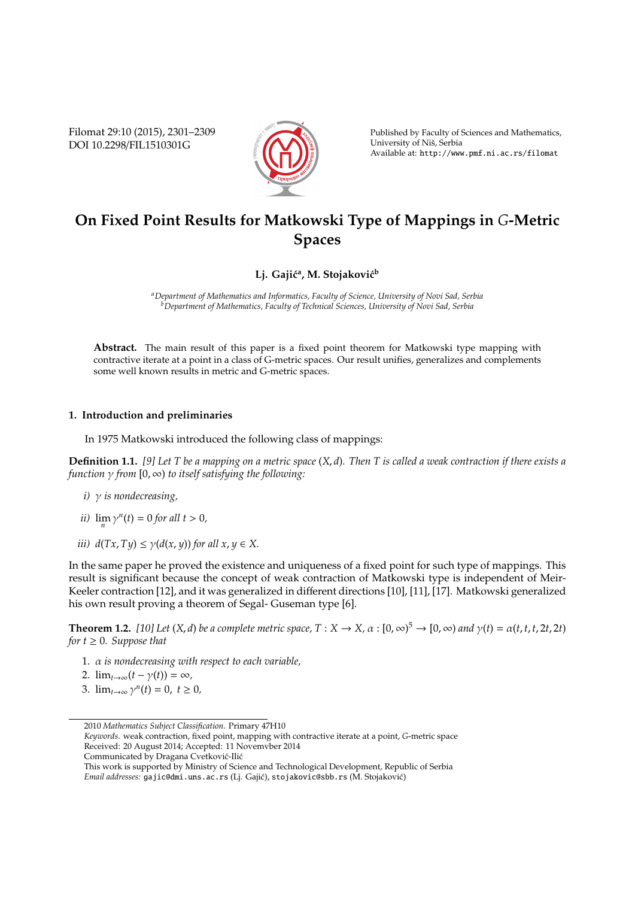# On Fixed Point Results for Matkowski Type of Mappings in $G$-Metric Spaces

**Lj. Gajić[a], M. Stojaković[b]**

[a] *Department of Mathematics and Informatics, Faculty of Science, University of Novi Sad, Serbia*
[b] *Department of Mathematics, Faculty of Technical Sciences, University of Novi Sad, Serbia*

**Abstract.** The main result of this paper is a fixed point theorem for Matkowski type mapping with contractive iterate at a point in a class of G-metric spaces. Our result unifies, generalizes and complements some well known results in metric and G-metric spaces.

## 1. Introduction and preliminaries

In 1975 Matkowski introduced the following class of mappings:

**Definition 1.1.** *[9] Let $T$ be a mapping on a metric space $(X, d)$. Then $T$ is called a weak contraction if there exists a function $\gamma$ from $[0, \infty)$ to itself satisfying the following:*

*i)* $\gamma$ *is nondecreasing,*

*ii)* $\lim_n \gamma^n(t) = 0$ *for all* $t > 0$,

*iii)* $d(Tx, Ty) \leq \gamma(d(x, y))$ *for all* $x, y \in X$.

In the same paper he proved the existence and uniqueness of a fixed point for such type of mappings. This result is significant because the concept of weak contraction of Matkowski type is independent of Meir-Keeler contraction [12], and it was generalized in different directions [10], [11], [17]. Matkowski generalized his own result proving a theorem of Segal- Guseman type [6].

**Theorem 1.2.** *[10] Let $(X, d)$ be a complete metric space, $T : X \to X$, $\alpha : [0, \infty)^5 \to [0, \infty)$ and $\gamma(t) = \alpha(t, t, t, 2t, 2t)$ for $t \geq 0$. Suppose that*

1. $\alpha$ *is nondecreasing with respect to each variable,*
2. $\lim_{t\to\infty}(t - \gamma(t)) = \infty$,
3. $\lim_{t\to\infty} \gamma^n(t) = 0,\ t \geq 0$,

2010 *Mathematics Subject Classification.* Primary 47H10

*Keywords.* weak contraction, fixed point, mapping with contractive iterate at a point, $G$-metric space

Received: 20 August 2014; Accepted: 11 Novemvber 2014

Communicated by Dragana Cvetković-Ilić

This work is supported by Ministry of Science and Technological Development, Republic of Serbia

*Email addresses:* gajic@dmi.uns.ac.rs (Lj. Gajić), stojakovic@sbb.rs (M. Stojaković)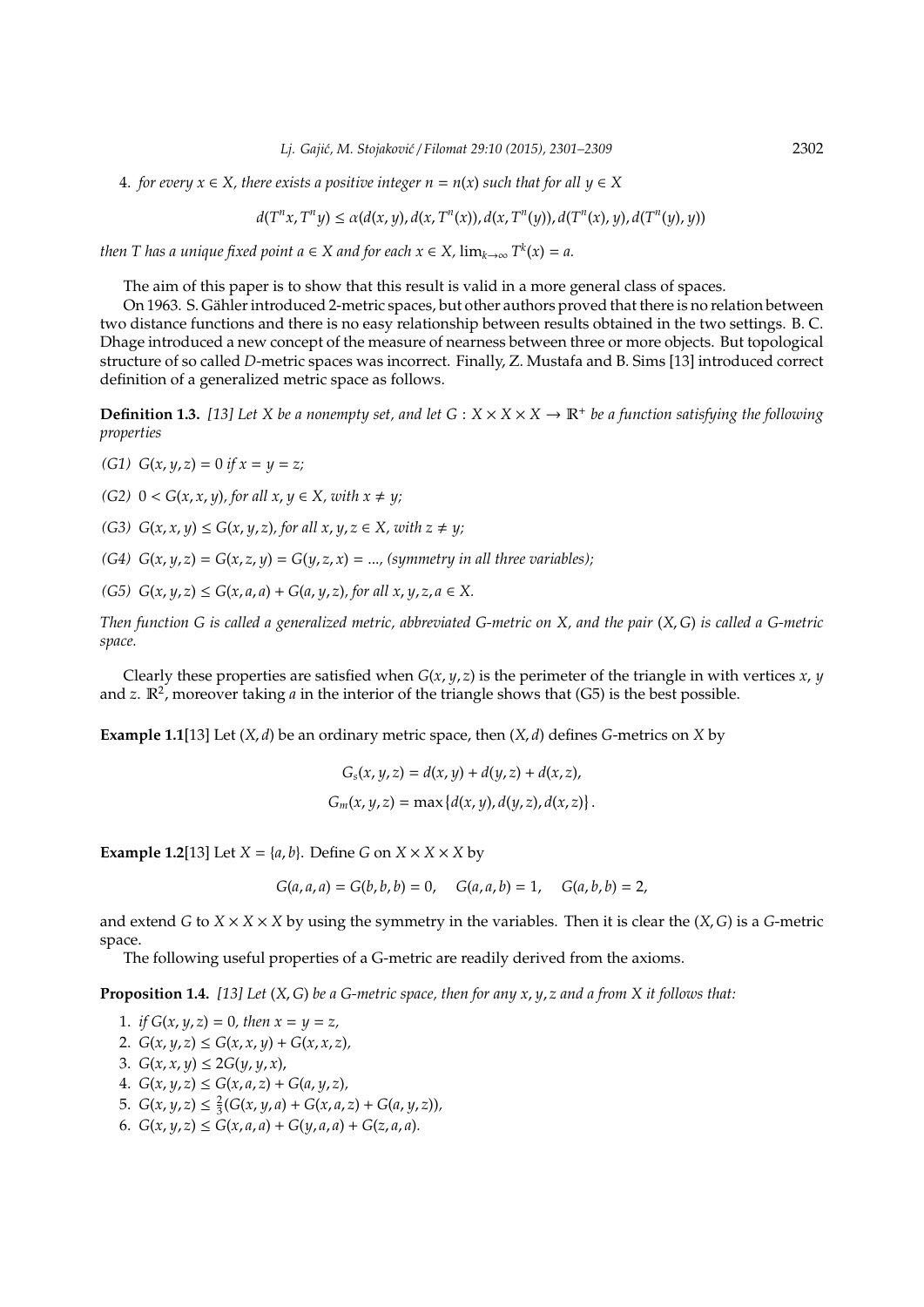4. *for every $x \in X$, there exists a positive integer $n = n(x)$ such that for all $y \in X$*

$$d(T^n x, T^n y) \leq \alpha(d(x,y), d(x, T^n(x)), d(x, T^n(y)), d(T^n(x), y), d(T^n(y), y))$$

*then $T$ has a unique fixed point $a \in X$ and for each $x \in X$, $\lim_{k\to\infty} T^k(x) = a$.*

The aim of this paper is to show that this result is valid in a more general class of spaces.

On 1963. S. Gähler introduced 2-metric spaces, but other authors proved that there is no relation between two distance functions and there is no easy relationship between results obtained in the two settings. B. C. Dhage introduced a new concept of the measure of nearness between three or more objects. But topological structure of so called $D$-metric spaces was incorrect. Finally, Z. Mustafa and B. Sims [13] introduced correct definition of a generalized metric space as follows.

**Definition 1.3.** *[13] Let $X$ be a nonempty set, and let $G : X \times X \times X \to \mathbb{R}^+$ be a function satisfying the following properties*

*(G1) $G(x, y, z) = 0$ if $x = y = z$;*

*(G2) $0 < G(x, x, y)$, for all $x, y \in X$, with $x \neq y$;*

*(G3) $G(x, x, y) \leq G(x, y, z)$, for all $x, y, z \in X$, with $z \neq y$;*

*(G4) $G(x, y, z) = G(x, z, y) = G(y, z, x) = ...$, (symmetry in all three variables);*

*(G5) $G(x, y, z) \leq G(x, a, a) + G(a, y, z)$, for all $x, y, z, a \in X$.*

*Then function $G$ is called a generalized metric, abbreviated G-metric on $X$, and the pair $(X, G)$ is called a G-metric space.*

Clearly these properties are satisfied when $G(x, y, z)$ is the perimeter of the triangle in with vertices $x$, $y$ and $z$. $\mathbb{R}^2$, moreover taking $a$ in the interior of the triangle shows that (G5) is the best possible.

**Example 1.1**[13] Let $(X, d)$ be an ordinary metric space, then $(X, d)$ defines $G$-metrics on $X$ by

$$G_s(x, y, z) = d(x, y) + d(y, z) + d(x, z),$$
$$G_m(x, y, z) = \max\{d(x, y), d(y, z), d(x, z)\}.$$

**Example 1.2**[13] Let $X = \{a, b\}$. Define $G$ on $X \times X \times X$ by

$$G(a, a, a) = G(b, b, b) = 0, \quad G(a, a, b) = 1, \quad G(a, b, b) = 2,$$

and extend $G$ to $X \times X \times X$ by using the symmetry in the variables. Then it is clear the $(X, G)$ is a $G$-metric space.

The following useful properties of a G-metric are readily derived from the axioms.

**Proposition 1.4.** *[13] Let $(X, G)$ be a G-metric space, then for any $x, y, z$ and $a$ from $X$ it follows that:*

1. *if $G(x, y, z) = 0$, then $x = y = z$,*
2. *$G(x, y, z) \leq G(x, x, y) + G(x, x, z)$,*
3. *$G(x, x, y) \leq 2G(y, y, x)$,*
4. *$G(x, y, z) \leq G(x, a, z) + G(a, y, z)$,*
5. *$G(x, y, z) \leq \frac{2}{3}(G(x, y, a) + G(x, a, z) + G(a, y, z))$,*
6. *$G(x, y, z) \leq G(x, a, a) + G(y, a, a) + G(z, a, a)$.*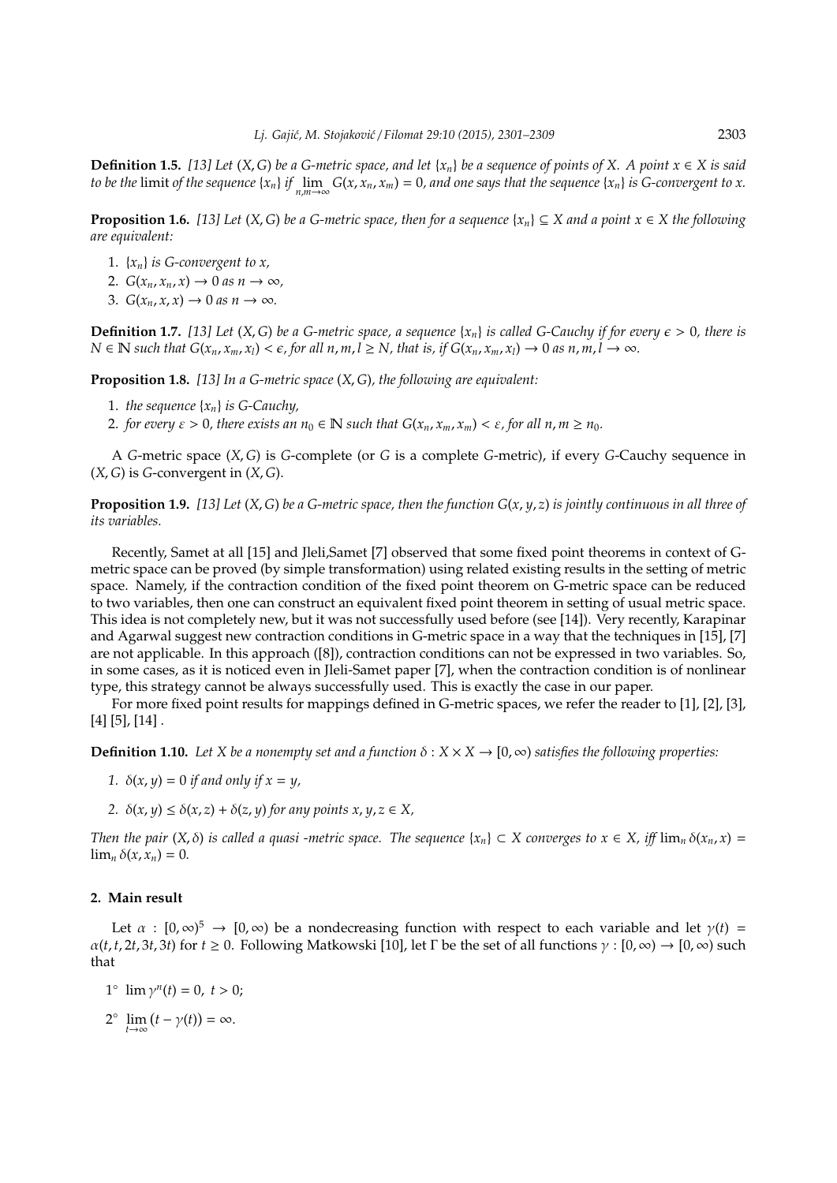**Definition 1.5.** *[13] Let $(X, G)$ be a G-metric space, and let $\{x_n\}$ be a sequence of points of $X$. A point $x \in X$ is said to be the* limit *of the sequence $\{x_n\}$ if $\lim_{n,m\to\infty} G(x, x_n, x_m) = 0$, and one says that the sequence $\{x_n\}$ is G-convergent to $x$.*

**Proposition 1.6.** *[13] Let $(X, G)$ be a G-metric space, then for a sequence $\{x_n\} \subseteq X$ and a point $x \in X$ the following are equivalent:*

1. *$\{x_n\}$ is G-convergent to $x$,*
2. *$G(x_n, x_n, x) \to 0$ as $n \to \infty$,*
3. *$G(x_n, x, x) \to 0$ as $n \to \infty$.*

**Definition 1.7.** *[13] Let $(X, G)$ be a G-metric space, a sequence $\{x_n\}$ is called G-Cauchy if for every $\epsilon > 0$, there is $N \in \mathbb{N}$ such that $G(x_n, x_m, x_l) < \epsilon$, for all $n, m, l \geq N$, that is, if $G(x_n, x_m, x_l) \to 0$ as $n, m, l \to \infty$.*

**Proposition 1.8.** *[13] In a G-metric space $(X, G)$, the following are equivalent:*

1. *the sequence $\{x_n\}$ is G-Cauchy,*
2. *for every $\varepsilon > 0$, there exists an $n_0 \in \mathbb{N}$ such that $G(x_n, x_m, x_m) < \varepsilon$, for all $n, m \geq n_0$.*

A $G$-metric space $(X, G)$ is $G$-complete (or $G$ is a complete $G$-metric), if every $G$-Cauchy sequence in $(X, G)$ is $G$-convergent in $(X, G)$.

**Proposition 1.9.** *[13] Let $(X, G)$ be a G-metric space, then the function $G(x, y, z)$ is jointly continuous in all three of its variables.*

Recently, Samet at all [15] and Jleli,Samet [7] observed that some fixed point theorems in context of G-metric space can be proved (by simple transformation) using related existing results in the setting of metric space. Namely, if the contraction condition of the fixed point theorem on G-metric space can be reduced to two variables, then one can construct an equivalent fixed point theorem in setting of usual metric space. This idea is not completely new, but it was not successfully used before (see [14]). Very recently, Karapinar and Agarwal suggest new contraction conditions in G-metric space in a way that the techniques in [15], [7] are not applicable. In this approach ([8]), contraction conditions can not be expressed in two variables. So, in some cases, as it is noticed even in Jleli-Samet paper [7], when the contraction condition is of nonlinear type, this strategy cannot be always successfully used. This is exactly the case in our paper.

For more fixed point results for mappings defined in G-metric spaces, we refer the reader to [1], [2], [3], [4] [5], [14] .

**Definition 1.10.** *Let $X$ be a nonempty set and a function $\delta : X \times X \to [0, \infty)$ satisfies the following properties:*

1. *$\delta(x, y) = 0$ if and only if $x = y$,*
2. *$\delta(x, y) \leq \delta(x, z) + \delta(z, y)$ for any points $x, y, z \in X$,*

*Then the pair $(X, \delta)$ is called a quasi -metric space. The sequence $\{x_n\} \subset X$ converges to $x \in X$, iff $\lim_n \delta(x_n, x) = \lim_n \delta(x, x_n) = 0$.*

## 2. Main result

Let $\alpha : [0, \infty)^5 \to [0, \infty)$ be a nondecreasing function with respect to each variable and let $\gamma(t) = \alpha(t, t, 2t, 3t, 3t)$ for $t \geq 0$. Following Matkowski [10], let $\Gamma$ be the set of all functions $\gamma : [0, \infty) \to [0, \infty)$ such that

$1^\circ$ $\lim \gamma^n(t) = 0, \ t > 0;$

$2^\circ$ $\lim_{t\to\infty} (t - \gamma(t)) = \infty.$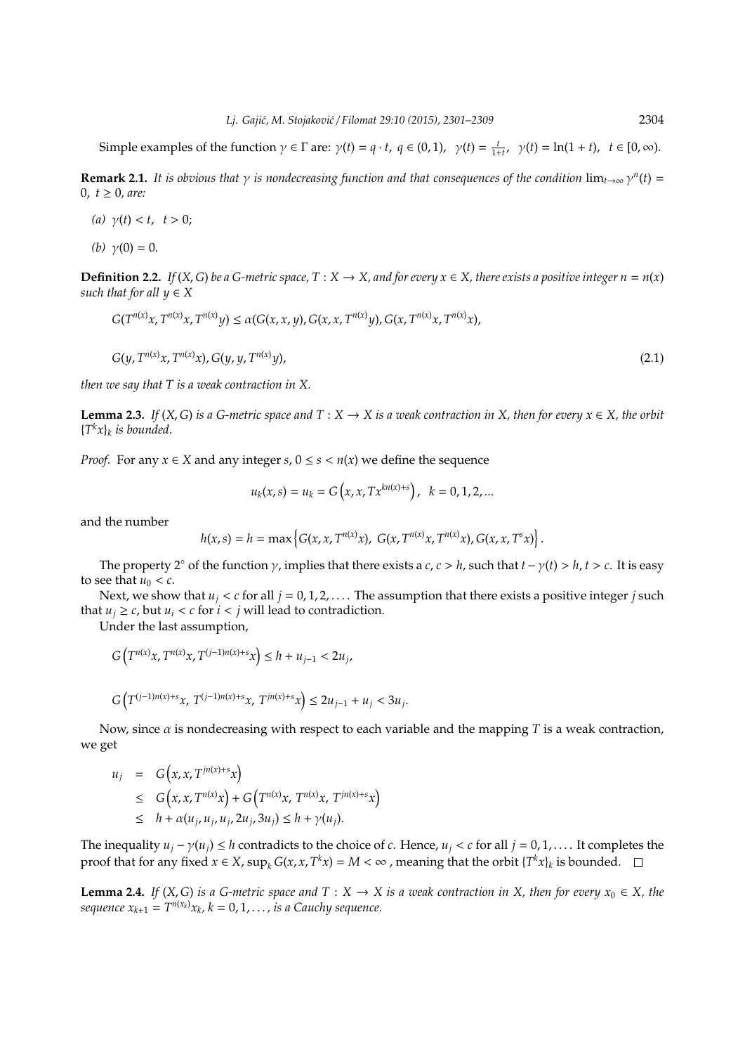Simple examples of the function $\gamma \in \Gamma$ are: $\gamma(t) = q \cdot t,\ q \in (0,1),\ \ \gamma(t) = \frac{t}{1+t},\ \ \gamma(t) = \ln(1+t),\ \ t \in [0,\infty)$.

**Remark 2.1.** *It is obvious that $\gamma$ is nondecreasing function and that consequences of the condition $\lim_{t\to\infty} \gamma^n(t) = 0,\ t \geq 0$, are:*

*(a)* $\gamma(t) < t, \quad t > 0$;

*(b)* $\gamma(0) = 0$.

**Definition 2.2.** *If $(X, G)$ be a G-metric space, $T : X \to X$, and for every $x \in X$, there exists a positive integer $n = n(x)$ such that for all $y \in X$*

$$
G(T^{n(x)}x, T^{n(x)}x, T^{n(x)}y) \leq \alpha(G(x, x, y), G(x, x, T^{n(x)}y), G(x, T^{n(x)}x, T^{n(x)}x),
$$

$$
G(y, T^{n(x)}x, T^{n(x)}x), G(y, y, T^{n(x)}y), \tag{2.1}
$$

*then we say that $T$ is a weak contraction in $X$.*

**Lemma 2.3.** *If $(X, G)$ is a G-metric space and $T : X \to X$ is a weak contraction in $X$, then for every $x \in X$, the orbit $\{T^k x\}_k$ is bounded.*

*Proof.* For any $x \in X$ and any integer $s$, $0 \leq s < n(x)$ we define the sequence

$$
u_k(x, s) = u_k = G\left(x, x, Tx^{kn(x)+s}\right), \quad k = 0, 1, 2, ...
$$

and the number

$$
h(x, s) = h = \max\left\{G(x, x, T^{n(x)}x),\ G(x, T^{n(x)}x, T^{n(x)}x), G(x, x, T^s x)\right\}.
$$

The property $2^\circ$ of the function $\gamma$, implies that there exists a $c$, $c > h$, such that $t - \gamma(t) > h$, $t > c$. It is easy to see that $u_0 < c$.

Next, we show that $u_j < c$ for all $j = 0, 1, 2, \ldots$. The assumption that there exists a positive integer $j$ such that $u_j \geq c$, but $u_i < c$ for $i < j$ will lead to contradiction.

Under the last assumption,

$$
G\left(T^{n(x)}x, T^{n(x)}x, T^{(j-1)n(x)+s}x\right) \leq h + u_{j-1} < 2u_j,
$$

$$
G\left(T^{(j-1)n(x)+s}x,\ T^{(j-1)n(x)+s}x,\ T^{jn(x)+s}x\right) \leq 2u_{j-1} + u_j < 3u_j.
$$

Now, since $\alpha$ is nondecreasing with respect to each variable and the mapping $T$ is a weak contraction, we get

$$
\begin{aligned}
u_j &= G\left(x, x, T^{jn(x)+s}x\right) \\
&\leq G\left(x, x, T^{n(x)}x\right) + G\left(T^{n(x)}x,\ T^{n(x)}x,\ T^{jn(x)+s}x\right) \\
&\leq h + \alpha(u_j, u_j, u_j, 2u_j, 3u_j) \leq h + \gamma(u_j).
\end{aligned}
$$

The inequality $u_j - \gamma(u_j) \leq h$ contradicts to the choice of $c$. Hence, $u_j < c$ for all $j = 0, 1, \ldots$. It completes the proof that for any fixed $x \in X$, $\sup_k G(x, x, T^k x) = M < \infty$ , meaning that the orbit $\{T^k x\}_k$ is bounded. $\square$

**Lemma 2.4.** *If $(X, G)$ is a G-metric space and $T : X \to X$ is a weak contraction in $X$, then for every $x_0 \in X$, the sequence $x_{k+1} = T^{n(x_k)}x_k$, $k = 0, 1, \ldots$, is a Cauchy sequence.*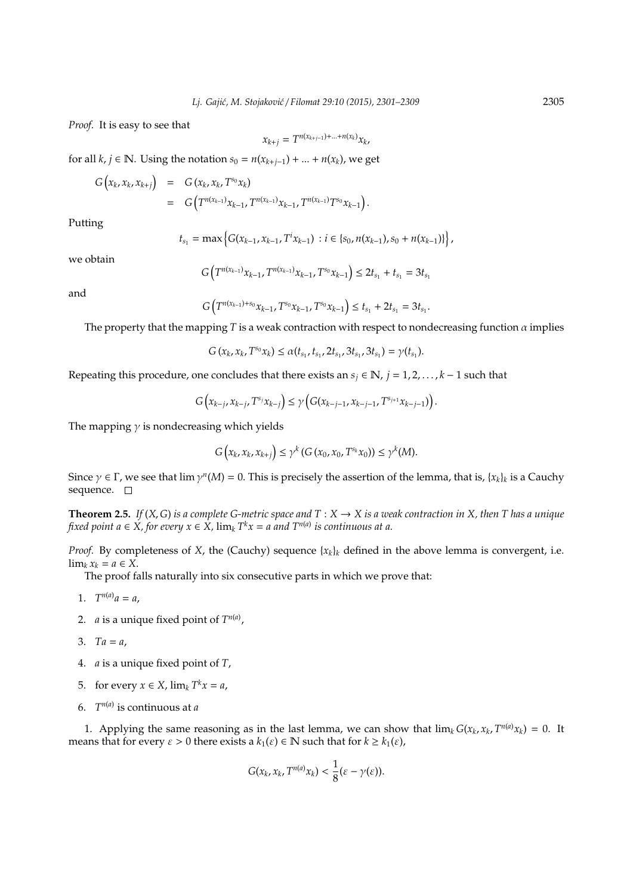*Proof.* It is easy to see that

$$x_{k+j} = T^{n(x_{k+j-1})+...+n(x_k)}x_k,$$

for all $k, j \in \mathbb{N}$. Using the notation $s_0 = n(x_{k+j-1}) + ... + n(x_k)$, we get

$$\begin{aligned} G\left(x_k, x_k, x_{k+j}\right) &= G\left(x_k, x_k, T^{s_0}x_k\right) \\ &= G\left(T^{n(x_{k-1})}x_{k-1}, T^{n(x_{k-1})}x_{k-1}, T^{n(x_{k-1})}T^{s_0}x_{k-1}\right). \end{aligned}$$

Putting

$$t_{s_1} = \max\left\{G(x_{k-1}, x_{k-1}, T^i x_{k-1}) \,:\, i \in \{s_0, n(x_{k-1}), s_0 + n(x_{k-1})\}\right\},$$

we obtain

$$G\left(T^{n(x_{k-1})}x_{k-1}, T^{n(x_{k-1})}x_{k-1}, T^{s_0}x_{k-1}\right) \leq 2t_{s_1} + t_{s_1} = 3t_{s_1}$$

and

$$G\left(T^{n(x_{k-1})+s_0}x_{k-1}, T^{s_0}x_{k-1}, T^{s_0}x_{k-1}\right) \leq t_{s_1} + 2t_{s_1} = 3t_{s_1}.$$

The property that the mapping $T$ is a weak contraction with respect to nondecreasing function $\alpha$ implies

$$G\left(x_k, x_k, T^{s_0}x_k\right) \leq \alpha(t_{s_1}, t_{s_1}, 2t_{s_1}, 3t_{s_1}, 3t_{s_1}) = \gamma(t_{s_1}).$$

Repeating this procedure, one concludes that there exists an $s_j \in \mathbb{N}$, $j = 1, 2, \ldots, k-1$ such that

$$G\left(x_{k-j}, x_{k-j}, T^{s_j}x_{k-j}\right) \leq \gamma\left(G(x_{k-j-1}, x_{k-j-1}, T^{s_{j+1}}x_{k-j-1})\right).$$

The mapping $\gamma$ is nondecreasing which yields

$$G\left(x_k, x_k, x_{k+j}\right) \leq \gamma^k\left(G\left(x_0, x_0, T^{s_k}x_0\right)\right) \leq \gamma^k(M).$$

Since $\gamma \in \Gamma$, we see that $\lim \gamma^n(M) = 0$. This is precisely the assertion of the lemma, that is, $\{x_k\}_k$ is a Cauchy sequence. □

**Theorem 2.5.** *If $(X, G)$ is a complete G-metric space and $T : X \to X$ is a weak contraction in $X$, then $T$ has a unique fixed point $a \in X$, for every $x \in X$, $\lim_k T^k x = a$ and $T^{n(a)}$ is continuous at $a$.*

*Proof.* By completeness of $X$, the (Cauchy) sequence $\{x_k\}_k$ defined in the above lemma is convergent, i.e. $\lim_k x_k = a \in X$.

The proof falls naturally into six consecutive parts in which we prove that:

1. $T^{n(a)}a = a$,
2. $a$ is a unique fixed point of $T^{n(a)}$,
3. $Ta = a$,
4. $a$ is a unique fixed point of $T$,
5. for every $x \in X$, $\lim_k T^k x = a$,
6. $T^{n(a)}$ is continuous at $a$

1. Applying the same reasoning as in the last lemma, we can show that $\lim_k G(x_k, x_k, T^{n(a)}x_k) = 0$. It means that for every $\varepsilon > 0$ there exists a $k_1(\varepsilon) \in \mathbb{N}$ such that for $k \geq k_1(\varepsilon)$,

$$G(x_k, x_k, T^{n(a)}x_k) < \frac{1}{8}(\varepsilon - \gamma(\varepsilon)).$$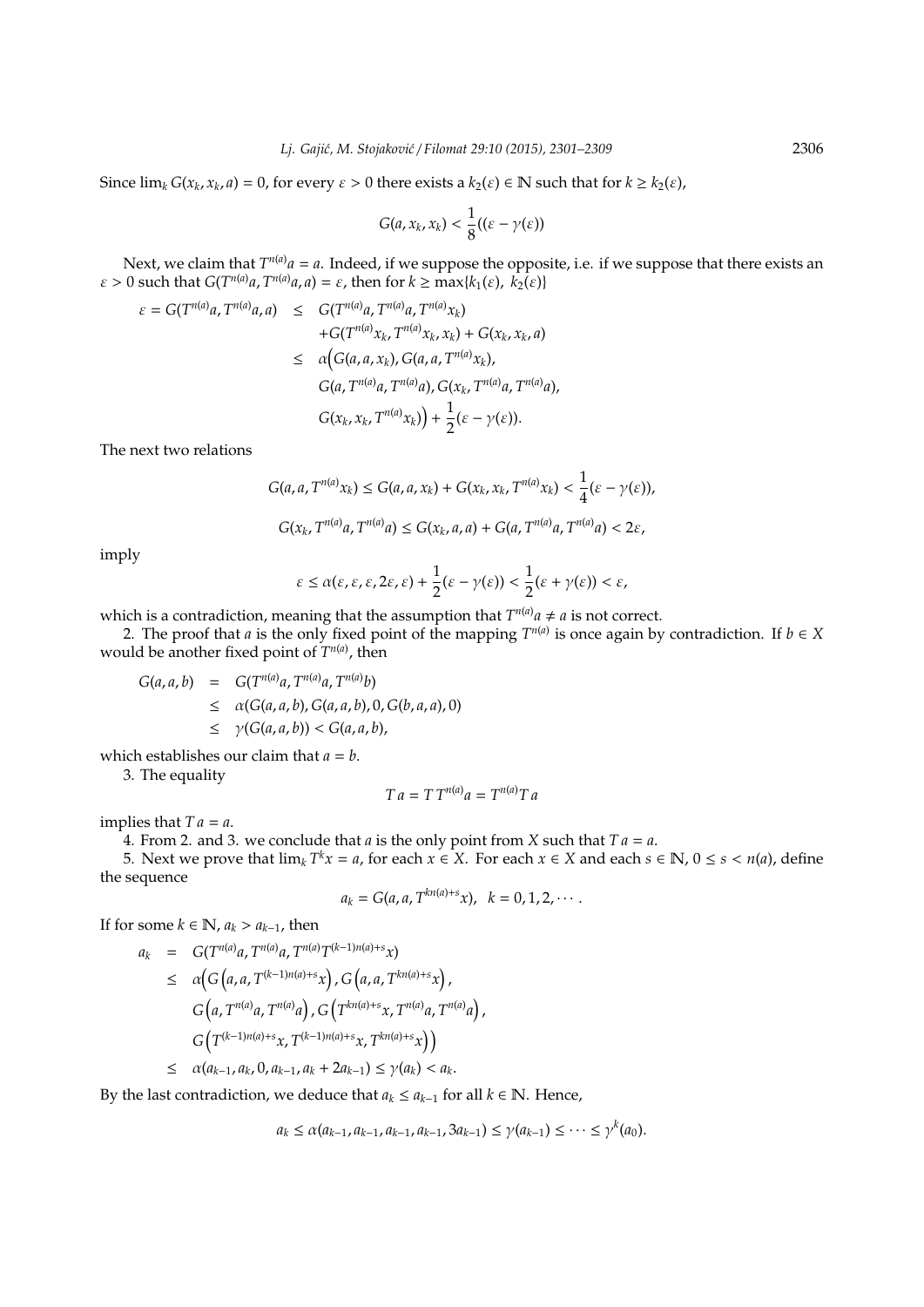Since $\lim_k G(x_k, x_k, a) = 0$, for every $\varepsilon > 0$ there exists a $k_2(\varepsilon) \in \mathbb{N}$ such that for $k \geq k_2(\varepsilon)$,

$$G(a, x_k, x_k) < \frac{1}{8}((\varepsilon - \gamma(\varepsilon))$$

Next, we claim that $T^{n(a)}a = a$. Indeed, if we suppose the opposite, i.e. if we suppose that there exists an $\varepsilon > 0$ such that $G(T^{n(a)}a, T^{n(a)}a, a) = \varepsilon$, then for $k \geq \max\{k_1(\varepsilon),\ k_2(\varepsilon)\}$

$$\begin{aligned}
\varepsilon = G(T^{n(a)}a, T^{n(a)}a, a) &\leq G(T^{n(a)}a, T^{n(a)}a, T^{n(a)}x_k) \\
&\quad + G(T^{n(a)}x_k, T^{n(a)}x_k, x_k) + G(x_k, x_k, a) \\
&\leq \alpha\Big(G(a, a, x_k), G(a, a, T^{n(a)}x_k), \\
&\quad G(a, T^{n(a)}a, T^{n(a)}a), G(x_k, T^{n(a)}a, T^{n(a)}a), \\
&\quad G(x_k, x_k, T^{n(a)}x_k)\Big) + \frac{1}{2}(\varepsilon - \gamma(\varepsilon)).
\end{aligned}$$

The next two relations

$$G(a, a, T^{n(a)}x_k) \leq G(a, a, x_k) + G(x_k, x_k, T^{n(a)}x_k) < \frac{1}{4}(\varepsilon - \gamma(\varepsilon)),$$

$$G(x_k, T^{n(a)}a, T^{n(a)}a) \leq G(x_k, a, a) + G(a, T^{n(a)}a, T^{n(a)}a) < 2\varepsilon,$$

imply

$$\varepsilon \leq \alpha(\varepsilon, \varepsilon, \varepsilon, 2\varepsilon, \varepsilon) + \frac{1}{2}(\varepsilon - \gamma(\varepsilon)) < \frac{1}{2}(\varepsilon + \gamma(\varepsilon)) < \varepsilon,$$

which is a contradiction, meaning that the assumption that $T^{n(a)}a \neq a$ is not correct.

2. The proof that $a$ is the only fixed point of the mapping $T^{n(a)}$ is once again by contradiction. If $b \in X$ would be another fixed point of $T^{n(a)}$, then

$$\begin{aligned}
G(a, a, b) &= G(T^{n(a)}a, T^{n(a)}a, T^{n(a)}b) \\
&\leq \alpha(G(a, a, b), G(a, a, b), 0, G(b, a, a), 0) \\
&\leq \gamma(G(a, a, b)) < G(a, a, b),
\end{aligned}$$

which establishes our claim that $a = b$.

3. The equality

$$T\,a = T\,T^{n(a)}a = T^{n(a)}T\,a$$

implies that $T\,a = a$.

4. From 2. and 3. we conclude that $a$ is the only point from $X$ such that $T\,a = a$.

5. Next we prove that $\lim_k T^k x = a$, for each $x \in X$. For each $x \in X$ and each $s \in \mathbb{N}$, $0 \leq s < n(a)$, define the sequence

$$a_k = G(a, a, T^{kn(a)+s}x), \quad k = 0, 1, 2, \cdots.$$

If for some $k \in \mathbb{N}$, $a_k > a_{k-1}$, then

$$\begin{aligned}
a_k &= G(T^{n(a)}a, T^{n(a)}a, T^{n(a)}T^{(k-1)n(a)+s}x) \\
&\leq \alpha\Big(G\left(a, a, T^{(k-1)n(a)+s}x\right), G\left(a, a, T^{kn(a)+s}x\right), \\
&\quad G\left(a, T^{n(a)}a, T^{n(a)}a\right), G\left(T^{kn(a)+s}x, T^{n(a)}a, T^{n(a)}a\right), \\
&\quad G\left(T^{(k-1)n(a)+s}x, T^{(k-1)n(a)+s}x, T^{kn(a)+s}x\right)\Big) \\
&\leq \alpha(a_{k-1}, a_k, 0, a_{k-1}, a_k + 2a_{k-1}) \leq \gamma(a_k) < a_k.
\end{aligned}$$

By the last contradiction, we deduce that $a_k \leq a_{k-1}$ for all $k \in \mathbb{N}$. Hence,

$$a_k \leq \alpha(a_{k-1}, a_{k-1}, a_{k-1}, a_{k-1}, 3a_{k-1}) \leq \gamma(a_{k-1}) \leq \cdots \leq \gamma^k(a_0).$$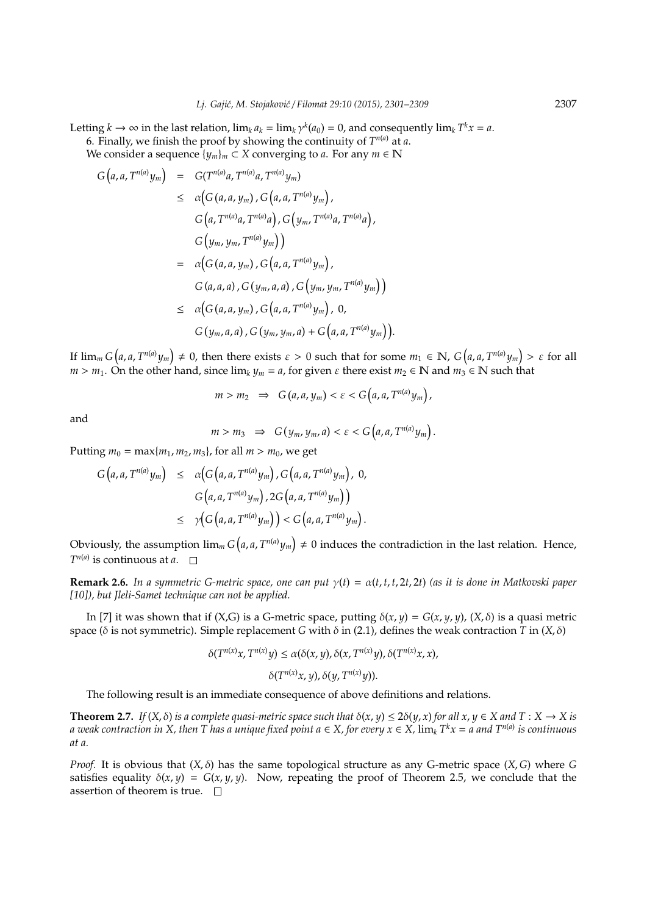Letting $k \to \infty$ in the last relation, $\lim_k a_k = \lim_k \gamma^k(a_0) = 0$, and consequently $\lim_k T^k x = a$.

6. Finally, we finish the proof by showing the continuity of $T^{n(a)}$ at $a$.

We consider a sequence $\{y_m\}_m \subset X$ converging to $a$. For any $m \in \mathbb{N}$

$$
\begin{aligned}
G\left(a, a, T^{n(a)} y_m\right) &= G(T^{n(a)}a, T^{n(a)}a, T^{n(a)} y_m) \\
&\le \alpha\Big(G\left(a, a, y_m\right), G\left(a, a, T^{n(a)} y_m\right), \\
&\qquad G\left(a, T^{n(a)}a, T^{n(a)}a\right), G\left(y_m, T^{n(a)}a, T^{n(a)}a\right), \\
&\qquad G\left(y_m, y_m, T^{n(a)} y_m\right)\Big) \\
&= \alpha\Big(G\left(a, a, y_m\right), G\left(a, a, T^{n(a)} y_m\right), \\
&\qquad G\left(a, a, a\right), G\left(y_m, a, a\right), G\left(y_m, y_m, T^{n(a)} y_m\right)\Big) \\
&\le \alpha\Big(G\left(a, a, y_m\right), G\left(a, a, T^{n(a)} y_m\right),\ 0, \\
&\qquad G\left(y_m, a, a\right), G\left(y_m, y_m, a\right) + G\left(a, a, T^{n(a)} y_m\right)\Big).
\end{aligned}
$$

If $\lim_m G\left(a, a, T^{n(a)} y_m\right) \neq 0$, then there exists $\varepsilon > 0$ such that for some $m_1 \in \mathbb{N}$, $G\left(a, a, T^{n(a)} y_m\right) > \varepsilon$ for all $m > m_1$. On the other hand, since $\lim_k y_m = a$, for given $\varepsilon$ there exist $m_2 \in \mathbb{N}$ and $m_3 \in \mathbb{N}$ such that

$$
m > m_2 \ \Rightarrow\ G\left(a, a, y_m\right) < \varepsilon < G\left(a, a, T^{n(a)} y_m\right),
$$

and

$$
m > m_3 \ \Rightarrow\ G\left(y_m, y_m, a\right) < \varepsilon < G\left(a, a, T^{n(a)} y_m\right).
$$

Putting $m_0 = \max\{m_1, m_2, m_3\}$, for all $m > m_0$, we get

$$
\begin{aligned}
G\left(a, a, T^{n(a)} y_m\right) &\le \alpha\Big(G\left(a, a, T^{n(a)} y_m\right), G\left(a, a, T^{n(a)} y_m\right),\ 0, \\
&\qquad G\left(a, a, T^{n(a)} y_m\right), 2G\left(a, a, T^{n(a)} y_m\right)\Big) \\
&\le \gamma\Big(G\left(a, a, T^{n(a)} y_m\right)\Big) < G\left(a, a, T^{n(a)} y_m\right).
\end{aligned}
$$

Obviously, the assumption $\lim_m G\left(a, a, T^{n(a)} y_m\right) \neq 0$ induces the contradiction in the last relation. Hence, $T^{n(a)}$ is continuous at $a$. $\square$

**Remark 2.6.** *In a symmetric G-metric space, one can put $\gamma(t) = \alpha(t, t, t, 2t, 2t)$ (as it is done in Matkovski paper [10]), but Jleli-Samet technique can not be applied.*

In [7] it was shown that if (X,G) is a G-metric space, putting $\delta(x, y) = G(x, y, y)$, $(X, \delta)$ is a quasi metric space ($\delta$ is not symmetric). Simple replacement $G$ with $\delta$ in (2.1), defines the weak contraction $T$ in $(X, \delta)$

$$
\delta(T^{n(x)}x, T^{n(x)}y) \le \alpha(\delta(x, y), \delta(x, T^{n(x)}y), \delta(T^{n(x)}x, x),
$$

$$
\delta(T^{n(x)}x, y), \delta(y, T^{n(x)}y)).
$$

The following result is an immediate consequence of above definitions and relations.

**Theorem 2.7.** *If $(X, \delta)$ is a complete quasi-metric space such that $\delta(x, y) \le 2\delta(y, x)$ for all $x, y \in X$ and $T : X \to X$ is a weak contraction in $X$, then $T$ has a unique fixed point $a \in X$, for every $x \in X$, $\lim_k T^k x = a$ and $T^{n(a)}$ is continuous at $a$.*

*Proof.* It is obvious that $(X, \delta)$ has the same topological structure as any G-metric space $(X, G)$ where $G$ satisfies equality $\delta(x, y) = G(x, y, y)$. Now, repeating the proof of Theorem 2.5, we conclude that the assertion of theorem is true. $\square$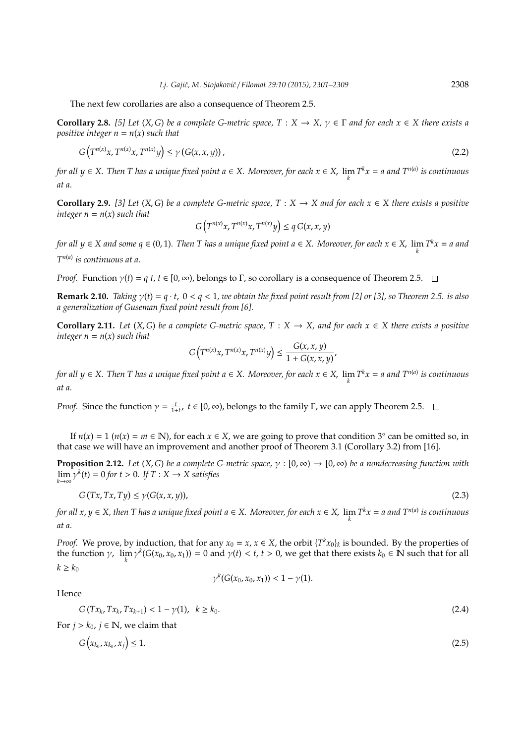The next few corollaries are also a consequence of Theorem 2.5.

**Corollary 2.8.** *[5] Let $(X, G)$ be a complete G-metric space, $T : X \to X$, $\gamma \in \Gamma$ and for each $x \in X$ there exists a positive integer $n = n(x)$ such that*

$$G\left(T^{n(x)}x, T^{n(x)}x, T^{n(x)}y\right) \leq \gamma\left(G(x, x, y)\right), \tag{2.2}$$

*for all $y \in X$. Then $T$ has a unique fixed point $a \in X$. Moreover, for each $x \in X$, $\lim_k T^k x = a$ and $T^{n(a)}$ is continuous at $a$.*

**Corollary 2.9.** *[3] Let $(X, G)$ be a complete G-metric space, $T : X \to X$ and for each $x \in X$ there exists a positive integer $n = n(x)$ such that*

$$G\left(T^{n(x)}x, T^{n(x)}x, T^{n(x)}y\right) \leq q\, G(x, x, y)$$

*for all $y \in X$ and some $q \in (0, 1)$. Then $T$ has a unique fixed point $a \in X$. Moreover, for each $x \in X$, $\lim_k T^k x = a$ and $T^{n(a)}$ is continuous at $a$.*

*Proof.* Function $\gamma(t) = q\, t$, $t \in [0, \infty)$, belongs to $\Gamma$, so corollary is a consequence of Theorem 2.5. □

**Remark 2.10.** *Taking $\gamma(t) = q \cdot t$, $0 < q < 1$, we obtain the fixed point result from [2] or [3], so Theorem 2.5. is also a generalization of Guseman fixed point result from [6].*

**Corollary 2.11.** *Let $(X, G)$ be a complete G-metric space, $T : X \to X$, and for each $x \in X$ there exists a positive integer $n = n(x)$ such that*

$$G\left(T^{n(x)}x, T^{n(x)}x, T^{n(x)}y\right) \leq \frac{G(x, x, y)}{1 + G(x, x, y)},$$

*for all $y \in X$. Then $T$ has a unique fixed point $a \in X$. Moreover, for each $x \in X$, $\lim_k T^k x = a$ and $T^{n(a)}$ is continuous at $a$.*

*Proof.* Since the function $\gamma = \frac{t}{1+t}$, $t \in [0, \infty)$, belongs to the family $\Gamma$, we can apply Theorem 2.5. □

If $n(x) = 1$ ($n(x) = m \in \mathbb{N}$), for each $x \in X$, we are going to prove that condition $3^\circ$ can be omitted so, in that case we will have an improvement and another proof of Theorem 3.1 (Corollary 3.2) from [16].

**Proposition 2.12.** *Let $(X, G)$ be a complete G-metric space, $\gamma : [0, \infty) \to [0, \infty)$ be a nondecreasing function with $\lim_{k\to\infty} \gamma^k(t) = 0$ for $t > 0$. If $T : X \to X$ satisfies*

$$G\left(Tx, Tx, Ty\right) \leq \gamma(G(x, x, y)), \tag{2.3}$$

*for all $x, y \in X$, then $T$ has a unique fixed point $a \in X$. Moreover, for each $x \in X$, $\lim_k T^k x = a$ and $T^{n(a)}$ is continuous at $a$.*

*Proof.* We prove, by induction, that for any $x_0 = x$, $x \in X$, the orbit $\{T^k x_0\}_k$ is bounded. By the properties of the function $\gamma$, $\lim_k \gamma^k(G(x_0, x_0, x_1)) = 0$ and $\gamma(t) < t$, $t > 0$, we get that there exists $k_0 \in \mathbb{N}$ such that for all $k \geq k_0$

$$\gamma^k(G(x_0, x_0, x_1)) < 1 - \gamma(1).$$

Hence

$$G\left(Tx_k, Tx_k, Tx_{k+1}\right) < 1 - \gamma(1), \quad k \geq k_0. \tag{2.4}$$

For $j > k_0$, $j \in \mathbb{N}$, we claim that

$$G\left(x_{k_0}, x_{k_0}, x_j\right) \leq 1. \tag{2.5}$$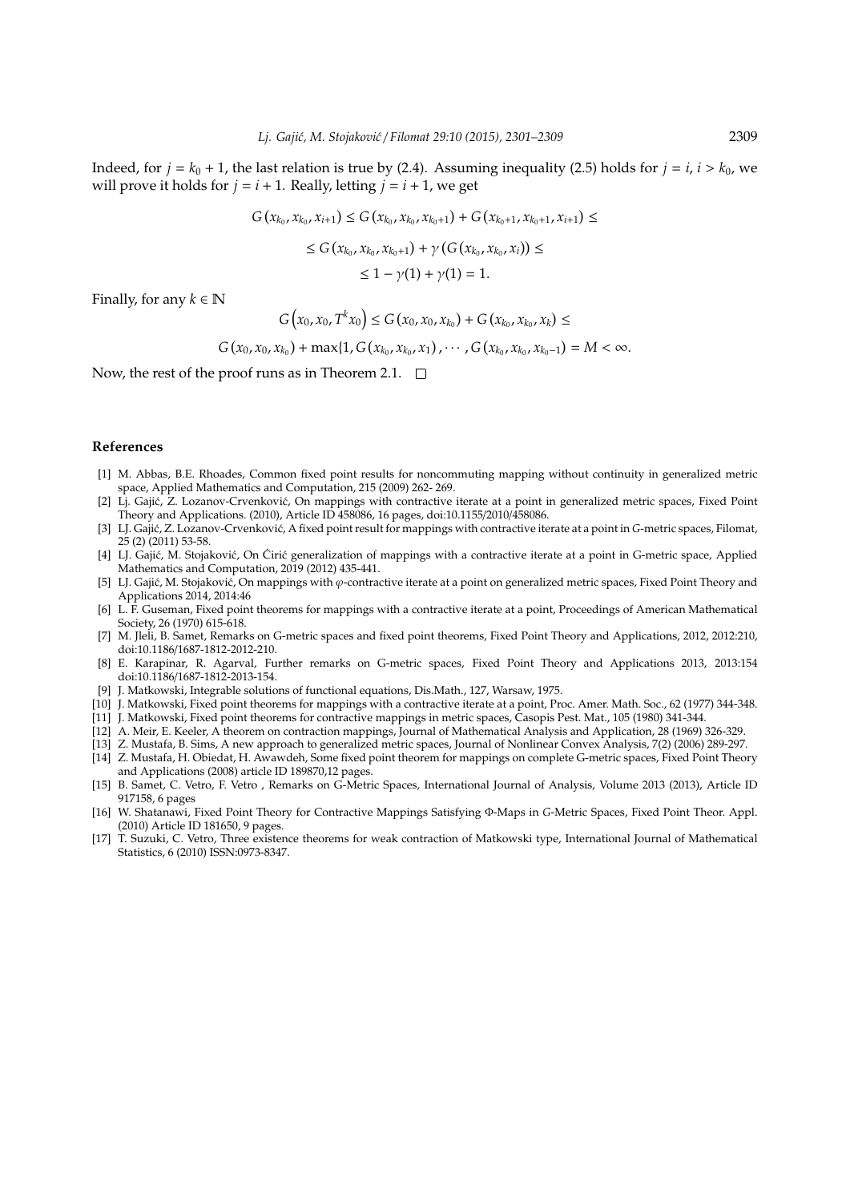Indeed, for $j = k_0 + 1$, the last relation is true by (2.4). Assuming inequality (2.5) holds for $j = i$, $i > k_0$, we will prove it holds for $j = i + 1$. Really, letting $j = i + 1$, we get

$$G(x_{k_0}, x_{k_0}, x_{i+1}) \leq G(x_{k_0}, x_{k_0}, x_{k_0+1}) + G(x_{k_0+1}, x_{k_0+1}, x_{i+1}) \leq$$

$$\leq G(x_{k_0}, x_{k_0}, x_{k_0+1}) + \gamma(G(x_{k_0}, x_{k_0}, x_i)) \leq$$

$$\leq 1 - \gamma(1) + \gamma(1) = 1.$$

Finally, for any $k \in \mathbb{N}$

$$G\left(x_0, x_0, T^k x_0\right) \leq G(x_0, x_0, x_{k_0}) + G(x_{k_0}, x_{k_0}, x_k) \leq$$

$$G(x_0, x_0, x_{k_0}) + \max\{1, G(x_{k_0}, x_{k_0}, x_1), \cdots, G(x_{k_0}, x_{k_0}, x_{k_0-1}) = M < \infty.$$

Now, the rest of the proof runs as in Theorem 2.1. □

## References

[1] M. Abbas, B.E. Rhoades, Common fixed point results for noncommuting mapping without continuity in generalized metric space, Applied Mathematics and Computation, 215 (2009) 262- 269.

[2] Lj. Gajić, Z. Lozanov-Crvenković, On mappings with contractive iterate at a point in generalized metric spaces, Fixed Point Theory and Applications. (2010), Article ID 458086, 16 pages, doi:10.1155/2010/458086.

[3] LJ. Gajić, Z. Lozanov-Crvenković, A fixed point result for mappings with contractive iterate at a point in *G*-metric spaces, Filomat, 25 (2) (2011) 53-58.

[4] LJ. Gajić, M. Stojaković, On Ćirić generalization of mappings with a contractive iterate at a point in G-metric space, Applied Mathematics and Computation, 2019 (2012) 435-441.

[5] LJ. Gajić, M. Stojaković, On mappings with $\varphi$-contractive iterate at a point on generalized metric spaces, Fixed Point Theory and Applications 2014, 2014:46

[6] L. F. Guseman, Fixed point theorems for mappings with a contractive iterate at a point, Proceedings of American Mathematical Society, 26 (1970) 615-618.

[7] M. Jleli, B. Samet, Remarks on G-metric spaces and fixed point theorems, Fixed Point Theory and Applications, 2012, 2012:210, doi:10.1186/1687-1812-2012-210.

[8] E. Karapinar, R. Agarval, Further remarks on G-metric spaces, Fixed Point Theory and Applications 2013, 2013:154 doi:10.1186/1687-1812-2013-154.

[9] J. Matkowski, Integrable solutions of functional equations, Dis.Math., 127, Warsaw, 1975.

[10] J. Matkowski, Fixed point theorems for mappings with a contractive iterate at a point, Proc. Amer. Math. Soc., 62 (1977) 344-348.

[11] J. Matkowski, Fixed point theorems for contractive mappings in metric spaces, Casopis Pest. Mat., 105 (1980) 341-344.

[12] A. Meir, E. Keeler, A theorem on contraction mappings, Journal of Mathematical Analysis and Application, 28 (1969) 326-329.

[13] Z. Mustafa, B. Sims, A new approach to generalized metric spaces, Journal of Nonlinear Convex Analysis, 7(2) (2006) 289-297.

[14] Z. Mustafa, H. Obiedat, H. Awawdeh, Some fixed point theorem for mappings on complete G-metric spaces, Fixed Point Theory and Applications (2008) article ID 189870,12 pages.

[15] B. Samet, C. Vetro, F. Vetro , Remarks on G-Metric Spaces, International Journal of Analysis, Volume 2013 (2013), Article ID 917158, 6 pages

[16] W. Shatanawi, Fixed Point Theory for Contractive Mappings Satisfying Φ-Maps in *G*-Metric Spaces, Fixed Point Theor. Appl. (2010) Article ID 181650, 9 pages.

[17] T. Suzuki, C. Vetro, Three existence theorems for weak contraction of Matkowski type, International Journal of Mathematical Statistics, 6 (2010) ISSN:0973-8347.